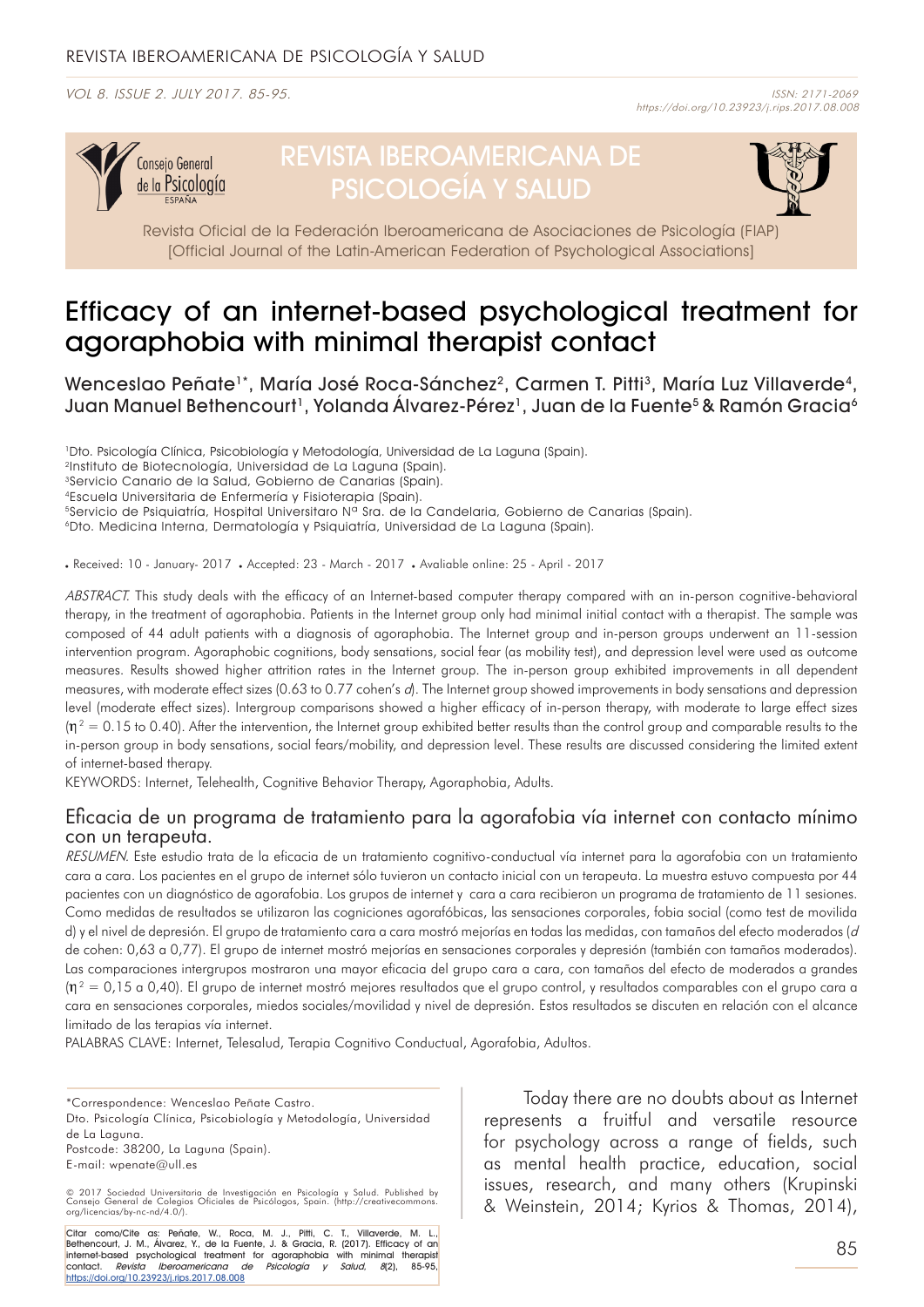# Efficacy of an internet-based psychological treatment for agoraphobia with minimal therapist contact

Wenceslao Peñate[1*], María José Roca-Sánchez[2], Carmen T. Pitti[3], María Luz Villaverde[4], Juan Manuel Bethencourt[1], Yolanda Álvarez-Pérez[1], Juan de la Fuente[5] & Ramón Gracia[6]

[1]Dto. Psicología Clínica, Psicobiología y Metodología, Universidad de La Laguna (Spain).
[2]Instituto de Biotecnología, Universidad de La Laguna (Spain).
[3]Servicio Canario de la Salud, Gobierno de Canarias (Spain).
[4]Escuela Universitaria de Enfermería y Fisioterapia (Spain).
[5]Servicio de Psiquiatría, Hospital Universitaro Nª Sra. de la Candelaria, Gobierno de Canarias (Spain).
[6]Dto. Medicina Interna, Dermatología y Psiquiatría, Universidad de La Laguna (Spain).

• Received: 10 - January- 2017 • Accepted: 23 - March - 2017 • Avaliable online: 25 - April - 2017

*ABSTRACT.* This study deals with the efficacy of an Internet-based computer therapy compared with an in-person cognitive-behavioral therapy, in the treatment of agoraphobia. Patients in the Internet group only had minimal initial contact with a therapist. The sample was composed of 44 adult patients with a diagnosis of agoraphobia. The Internet group and in-person groups underwent an 11-session intervention program. Agoraphobic cognitions, body sensations, social fear (as mobility test), and depression level were used as outcome measures. Results showed higher attrition rates in the Internet group. The in-person group exhibited improvements in all dependent measures, with moderate effect sizes (0.63 to 0.77 cohen's *d*). The Internet group showed improvements in body sensations and depression level (moderate effect sizes). Intergroup comparisons showed a higher efficacy of in-person therapy, with moderate to large effect sizes ($\eta^2$ = 0.15 to 0.40). After the intervention, the Internet group exhibited better results than the control group and comparable results to the in-person group in body sensations, social fears/mobility, and depression level. These results are discussed considering the limited extent of internet-based therapy.

KEYWORDS: Internet, Telehealth, Cognitive Behavior Therapy, Agoraphobia, Adults.

## Eficacia de un programa de tratamiento para la agorafobia vía internet con contacto mínimo con un terapeuta.

*RESUMEN.* Este estudio trata de la eficacia de un tratamiento cognitivo-conductual vía internet para la agorafobia con un tratamiento cara a cara. Los pacientes en el grupo de internet sólo tuvieron un contacto inicial con un terapeuta. La muestra estuvo compuesta por 44 pacientes con un diagnóstico de agorafobia. Los grupos de internet y cara a cara recibieron un programa de tratamiento de 11 sesiones. Como medidas de resultados se utilizaron las cogniciones agorafóbicas, las sensaciones corporales, fobia social (como test de movilida d) y el nivel de depresión. El grupo de tratamiento cara a cara mostró mejorías en todas las medidas, con tamaños del efecto moderados (*d* de cohen: 0,63 a 0,77). El grupo de internet mostró mejorías en sensaciones corporales y depresión (también con tamaños moderados). Las comparaciones intergrupos mostraron una mayor eficacia del grupo cara a cara, con tamaños del efecto de moderados a grandes ($\eta^2$ = 0,15 a 0,40). El grupo de internet mostró mejores resultados que el grupo control, y resultados comparables con el grupo cara a cara en sensaciones corporales, miedos sociales/movilidad y nivel de depresión. Estos resultados se discuten en relación con el alcance limitado de las terapias vía internet.

PALABRAS CLAVE: Internet, Telesalud, Terapia Cognitivo Conductual, Agorafobia, Adultos.

*Correspondence: Wenceslao Peñate Castro.
Dto. Psicología Clínica, Psicobiología y Metodología, Universidad de La Laguna.
Postcode: 38200, La Laguna (Spain).
E-mail: wpenate@ull.es

© 2017 Sociedad Universitaria de Investigación en Psicología y Salud. Published by Consejo General de Colegios Oficiales de Psicólogos, Spain. (http://creativecommons.org/licencias/by-nc-nd/4.0/).

Citar como/Cite as: Peñate, W., Roca, M. J., Pitti, C. T., Villaverde, M. L., Bethencourt, J. M., Álvarez, Y., de la Fuente, J. & Gracia, R. (2017). Efficacy of an internet-based psychological treatment for agoraphobia with minimal therapist contact. *Revista Iberoamericana de Psicología y Salud, 8*(2), 85-95, https://doi.org/10.23923/j.rips.2017.08.008

Today there are no doubts about as Internet represents a fruitful and versatile resource for psychology across a range of fields, such as mental health practice, education, social issues, research, and many others (Krupinski & Weinstein, 2014; Kyrios & Thomas, 2014),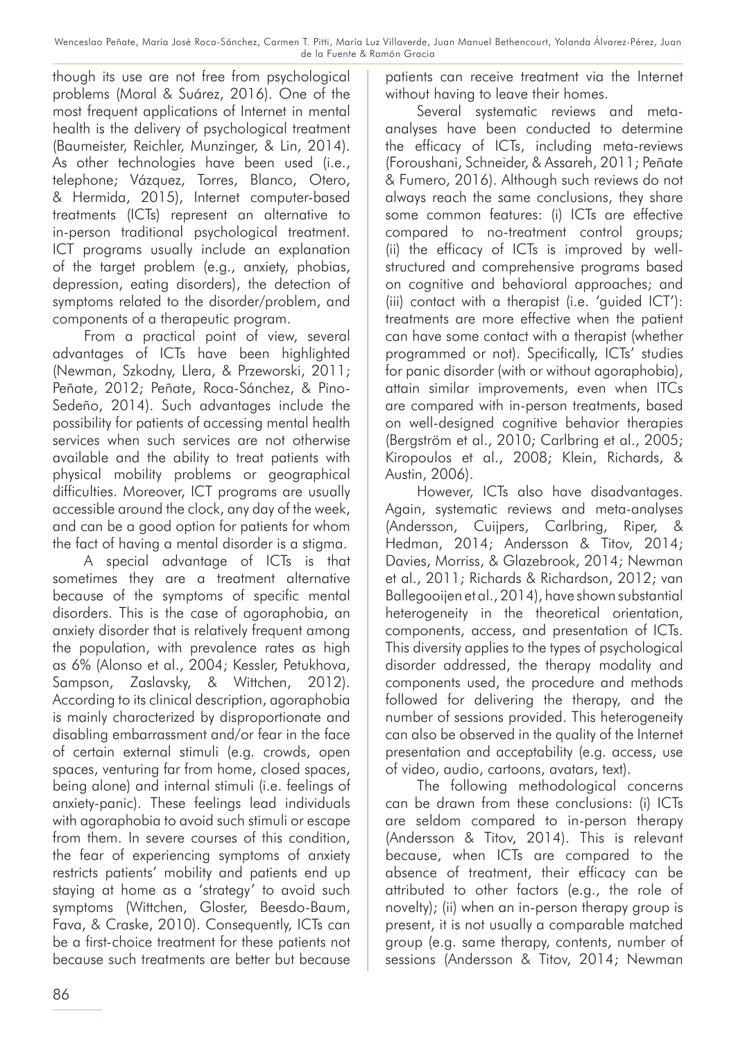though its use are not free from psychological problems (Moral & Suárez, 2016). One of the most frequent applications of Internet in mental health is the delivery of psychological treatment (Baumeister, Reichler, Munzinger, & Lin, 2014). As other technologies have been used (i.e., telephone; Vázquez, Torres, Blanco, Otero, & Hermida, 2015), Internet computer-based treatments (ICTs) represent an alternative to in-person traditional psychological treatment. ICT programs usually include an explanation of the target problem (e.g., anxiety, phobias, depression, eating disorders), the detection of symptoms related to the disorder/problem, and components of a therapeutic program.

From a practical point of view, several advantages of ICTs have been highlighted (Newman, Szkodny, Llera, & Przeworski, 2011; Peñate, 2012; Peñate, Roca-Sánchez, & Pino-Sedeño, 2014). Such advantages include the possibility for patients of accessing mental health services when such services are not otherwise available and the ability to treat patients with physical mobility problems or geographical difficulties. Moreover, ICT programs are usually accessible around the clock, any day of the week, and can be a good option for patients for whom the fact of having a mental disorder is a stigma.

A special advantage of ICTs is that sometimes they are a treatment alternative because of the symptoms of specific mental disorders. This is the case of agoraphobia, an anxiety disorder that is relatively frequent among the population, with prevalence rates as high as 6% (Alonso et al., 2004; Kessler, Petukhova, Sampson, Zaslavsky, & Wittchen, 2012). According to its clinical description, agoraphobia is mainly characterized by disproportionate and disabling embarrassment and/or fear in the face of certain external stimuli (e.g. crowds, open spaces, venturing far from home, closed spaces, being alone) and internal stimuli (i.e. feelings of anxiety-panic). These feelings lead individuals with agoraphobia to avoid such stimuli or escape from them. In severe courses of this condition, the fear of experiencing symptoms of anxiety restricts patients' mobility and patients end up staying at home as a 'strategy' to avoid such symptoms (Wittchen, Gloster, Beesdo-Baum, Fava, & Craske, 2010). Consequently, ICTs can be a first-choice treatment for these patients not because such treatments are better but because patients can receive treatment via the Internet without having to leave their homes.

Several systematic reviews and meta-analyses have been conducted to determine the efficacy of ICTs, including meta-reviews (Foroushani, Schneider, & Assareh, 2011; Peñate & Fumero, 2016). Although such reviews do not always reach the same conclusions, they share some common features: (i) ICTs are effective compared to no-treatment control groups; (ii) the efficacy of ICTs is improved by well-structured and comprehensive programs based on cognitive and behavioral approaches; and (iii) contact with a therapist (i.e. 'guided ICT'): treatments are more effective when the patient can have some contact with a therapist (whether programmed or not). Specifically, ICTs' studies for panic disorder (with or without agoraphobia), attain similar improvements, even when ITCs are compared with in-person treatments, based on well-designed cognitive behavior therapies (Bergström et al., 2010; Carlbring et al., 2005; Kiropoulos et al., 2008; Klein, Richards, & Austin, 2006).

However, ICTs also have disadvantages. Again, systematic reviews and meta-analyses (Andersson, Cuijpers, Carlbring, Riper, & Hedman, 2014; Andersson & Titov, 2014; Davies, Morriss, & Glazebrook, 2014; Newman et al., 2011; Richards & Richardson, 2012; van Ballegooijen et al., 2014), have shown substantial heterogeneity in the theoretical orientation, components, access, and presentation of ICTs. This diversity applies to the types of psychological disorder addressed, the therapy modality and components used, the procedure and methods followed for delivering the therapy, and the number of sessions provided. This heterogeneity can also be observed in the quality of the Internet presentation and acceptability (e.g. access, use of video, audio, cartoons, avatars, text).

The following methodological concerns can be drawn from these conclusions: (i) ICTs are seldom compared to in-person therapy (Andersson & Titov, 2014). This is relevant because, when ICTs are compared to the absence of treatment, their efficacy can be attributed to other factors (e.g., the role of novelty); (ii) when an in-person therapy group is present, it is not usually a comparable matched group (e.g. same therapy, contents, number of sessions (Andersson & Titov, 2014; Newman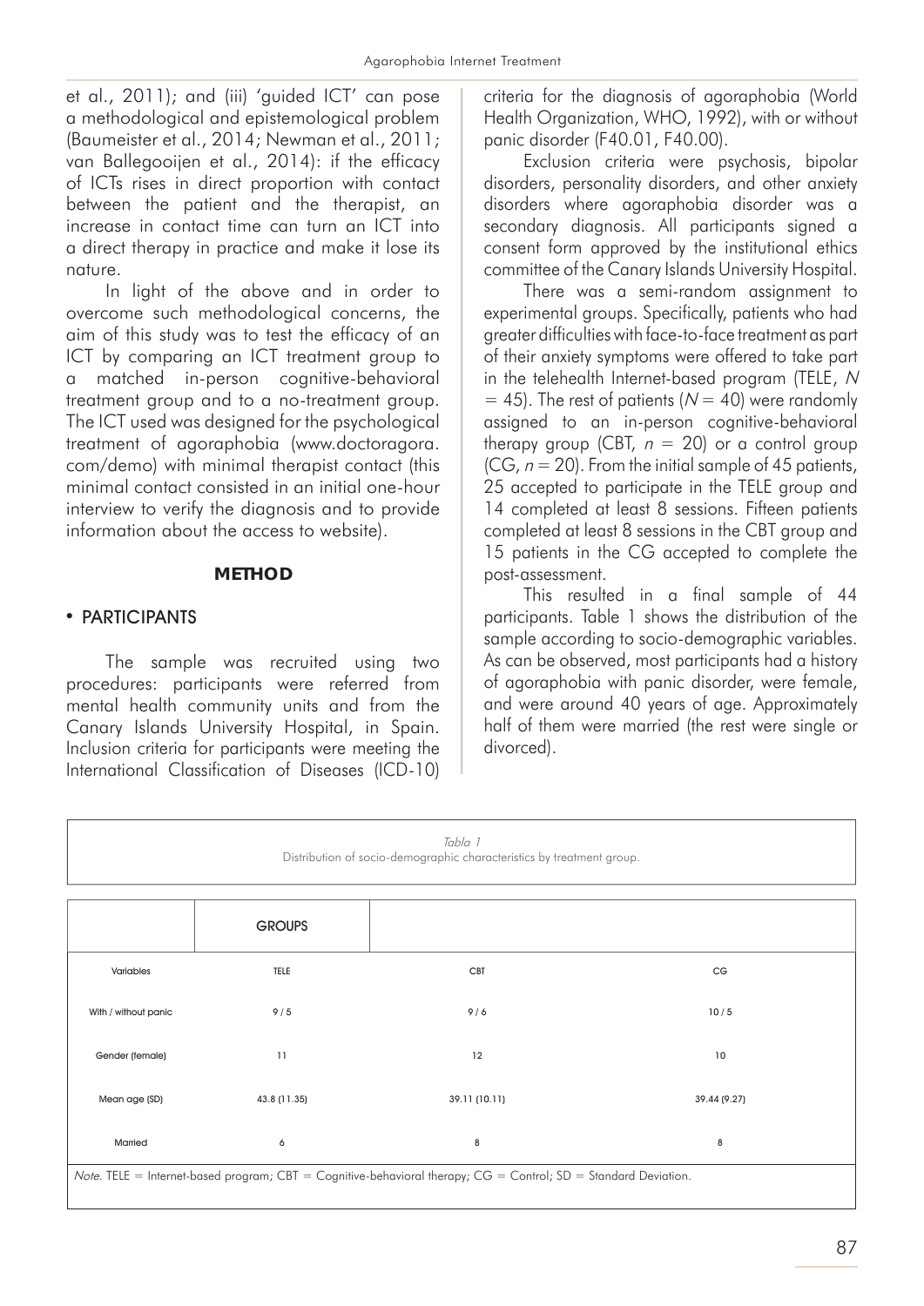et al., 2011); and (iii) 'guided ICT' can pose a methodological and epistemological problem (Baumeister et al., 2014; Newman et al., 2011; van Ballegooijen et al., 2014): if the efficacy of ICTs rises in direct proportion with contact between the patient and the therapist, an increase in contact time can turn an ICT into a direct therapy in practice and make it lose its nature.

In light of the above and in order to overcome such methodological concerns, the aim of this study was to test the efficacy of an ICT by comparing an ICT treatment group to a matched in-person cognitive-behavioral treatment group and to a no-treatment group. The ICT used was designed for the psychological treatment of agoraphobia (www.doctoragora.com/demo) with minimal therapist contact (this minimal contact consisted in an initial one-hour interview to verify the diagnosis and to provide information about the access to website).

## METHOD

### • PARTICIPANTS

The sample was recruited using two procedures: participants were referred from mental health community units and from the Canary Islands University Hospital, in Spain. Inclusion criteria for participants were meeting the International Classification of Diseases (ICD-10) criteria for the diagnosis of agoraphobia (World Health Organization, WHO, 1992), with or without panic disorder (F40.01, F40.00).

Exclusion criteria were psychosis, bipolar disorders, personality disorders, and other anxiety disorders where agoraphobia disorder was a secondary diagnosis. All participants signed a consent form approved by the institutional ethics committee of the Canary Islands University Hospital.

There was a semi-random assignment to experimental groups. Specifically, patients who had greater difficulties with face-to-face treatment as part of their anxiety symptoms were offered to take part in the telehealth Internet-based program (TELE, $N = 45$). The rest of patients ($N = 40$) were randomly assigned to an in-person cognitive-behavioral therapy group (CBT, $n = 20$) or a control group (CG, $n = 20$). From the initial sample of 45 patients, 25 accepted to participate in the TELE group and 14 completed at least 8 sessions. Fifteen patients completed at least 8 sessions in the CBT group and 15 patients in the CG accepted to complete the post-assessment.

This resulted in a final sample of 44 participants. Table 1 shows the distribution of the sample according to socio-demographic variables. As can be observed, most participants had a history of agoraphobia with panic disorder, were female, and were around 40 years of age. Approximately half of them were married (the rest were single or divorced).

*Tabla 1*
Distribution of socio-demographic characteristics by treatment group.

| | GROUPS | | |
|---|---|---|---|
| Variables | TELE | CBT | CG |
| With / without panic | 9 / 5 | 9 / 6 | 10 / 5 |
| Gender (female) | 11 | 12 | 10 |
| Mean age (SD) | 43.8 (11.35) | 39.11 (10.11) | 39.44 (9.27) |
| Married | 6 | 8 | 8 |

*Note*. TELE = Internet-based program; CBT = Cognitive-behavioral therapy; CG = Control; SD = Standard Deviation.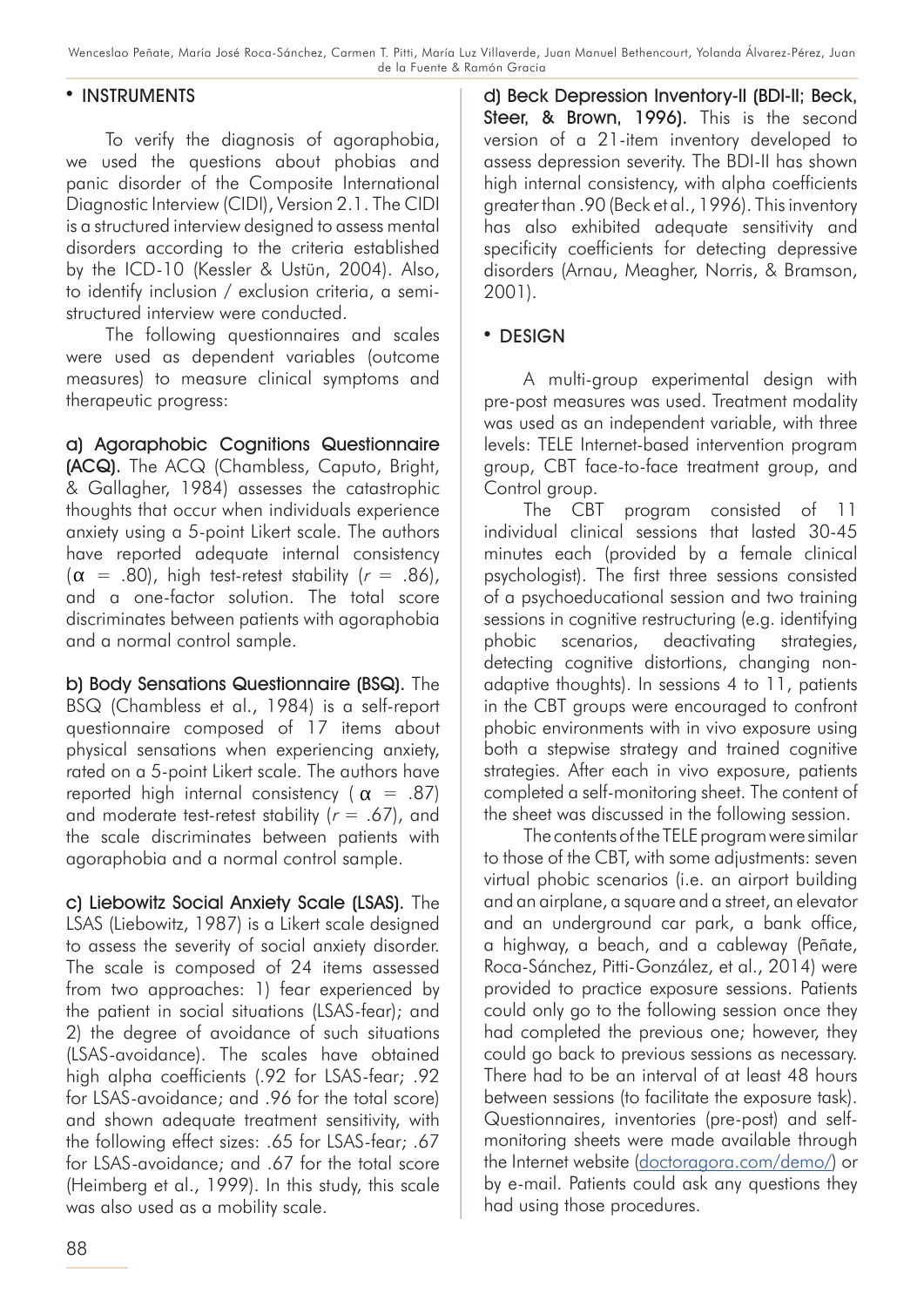## INSTRUMENTS

To verify the diagnosis of agoraphobia, we used the questions about phobias and panic disorder of the Composite International Diagnostic Interview (CIDI), Version 2.1. The CIDI is a structured interview designed to assess mental disorders according to the criteria established by the ICD-10 (Kessler & Ustün, 2004). Also, to identify inclusion / exclusion criteria, a semi-structured interview were conducted.

The following questionnaires and scales were used as dependent variables (outcome measures) to measure clinical symptoms and therapeutic progress:

**a) Agoraphobic Cognitions Questionnaire (ACQ).** The ACQ (Chambless, Caputo, Bright, & Gallagher, 1984) assesses the catastrophic thoughts that occur when individuals experience anxiety using a 5-point Likert scale. The authors have reported adequate internal consistency ($\alpha$ = .80), high test-retest stability ($r$ = .86), and a one-factor solution. The total score discriminates between patients with agoraphobia and a normal control sample.

**b) Body Sensations Questionnaire (BSQ).** The BSQ (Chambless et al., 1984) is a self-report questionnaire composed of 17 items about physical sensations when experiencing anxiety, rated on a 5-point Likert scale. The authors have reported high internal consistency ($\alpha$ = .87) and moderate test-retest stability ($r$ = .67), and the scale discriminates between patients with agoraphobia and a normal control sample.

**c) Liebowitz Social Anxiety Scale (LSAS).** The LSAS (Liebowitz, 1987) is a Likert scale designed to assess the severity of social anxiety disorder. The scale is composed of 24 items assessed from two approaches: 1) fear experienced by the patient in social situations (LSAS-fear); and 2) the degree of avoidance of such situations (LSAS-avoidance). The scales have obtained high alpha coefficients (.92 for LSAS-fear; .92 for LSAS-avoidance; and .96 for the total score) and shown adequate treatment sensitivity, with the following effect sizes: .65 for LSAS-fear; .67 for LSAS-avoidance; and .67 for the total score (Heimberg et al., 1999). In this study, this scale was also used as a mobility scale.

**d) Beck Depression Inventory-II (BDI-II; Beck, Steer, & Brown, 1996).** This is the second version of a 21-item inventory developed to assess depression severity. The BDI-II has shown high internal consistency, with alpha coefficients greater than .90 (Beck et al., 1996). This inventory has also exhibited adequate sensitivity and specificity coefficients for detecting depressive disorders (Arnau, Meagher, Norris, & Bramson, 2001).

## DESIGN

A multi-group experimental design with pre-post measures was used. Treatment modality was used as an independent variable, with three levels: TELE Internet-based intervention program group, CBT face-to-face treatment group, and Control group.

The CBT program consisted of 11 individual clinical sessions that lasted 30-45 minutes each (provided by a female clinical psychologist). The first three sessions consisted of a psychoeducational session and two training sessions in cognitive restructuring (e.g. identifying phobic scenarios, deactivating strategies, detecting cognitive distortions, changing non-adaptive thoughts). In sessions 4 to 11, patients in the CBT groups were encouraged to confront phobic environments with in vivo exposure using both a stepwise strategy and trained cognitive strategies. After each in vivo exposure, patients completed a self-monitoring sheet. The content of the sheet was discussed in the following session.

The contents of the TELE program were similar to those of the CBT, with some adjustments: seven virtual phobic scenarios (i.e. an airport building and an airplane, a square and a street, an elevator and an underground car park, a bank office, a highway, a beach, and a cableway (Peñate, Roca-Sánchez, Pitti-González, et al., 2014) were provided to practice exposure sessions. Patients could only go to the following session once they had completed the previous one; however, they could go back to previous sessions as necessary. There had to be an interval of at least 48 hours between sessions (to facilitate the exposure task). Questionnaires, inventories (pre-post) and self-monitoring sheets were made available through the Internet website (doctoragora.com/demo/) or by e-mail. Patients could ask any questions they had using those procedures.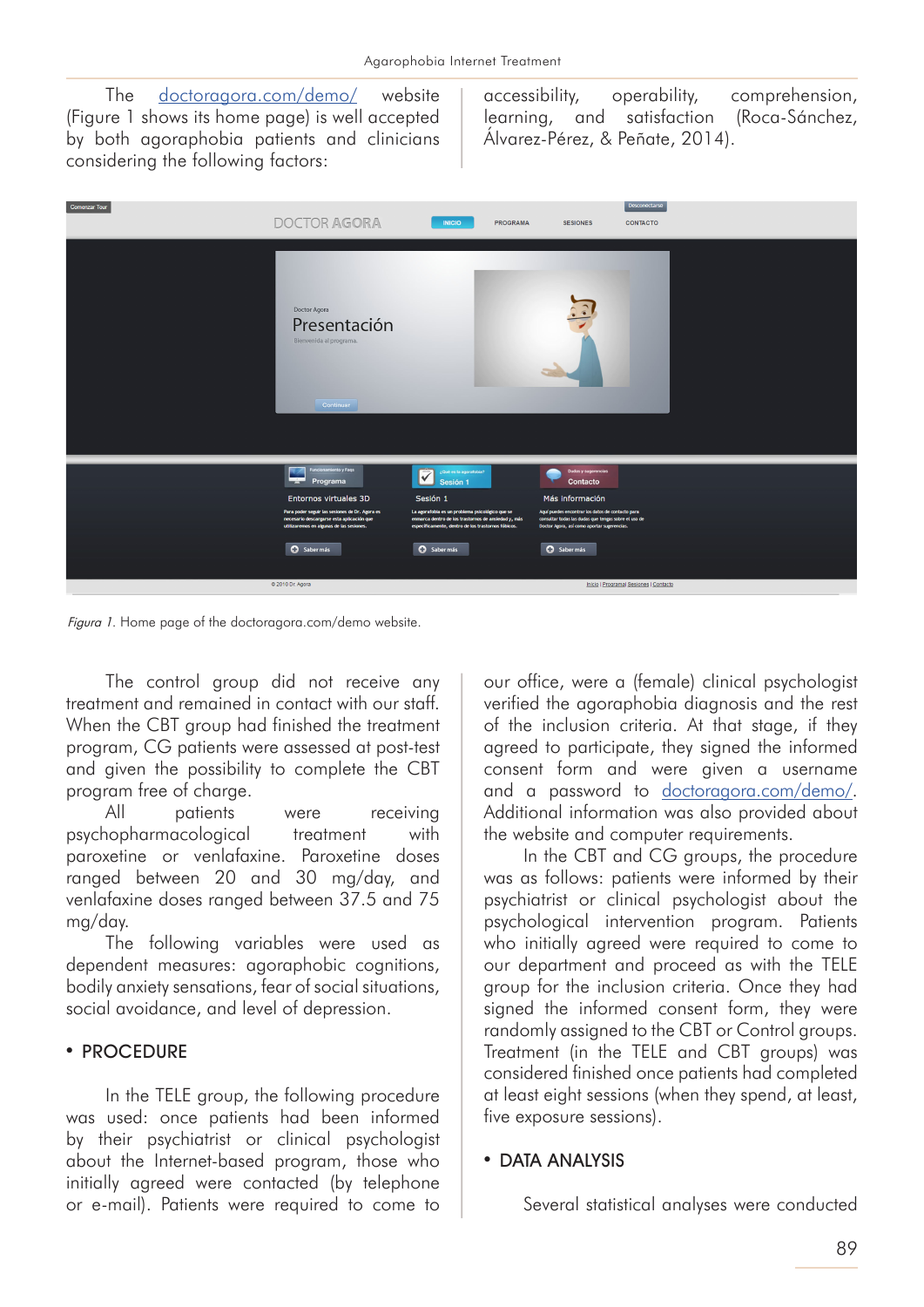The doctoragora.com/demo/ website (Figure 1 shows its home page) is well accepted by both agoraphobia patients and clinicians considering the following factors: accessibility, operability, comprehension, learning, and satisfaction (Roca-Sánchez, Álvarez-Pérez, & Peñate, 2014).

*Figura 1.* Home page of the doctoragora.com/demo website.

The control group did not receive any treatment and remained in contact with our staff. When the CBT group had finished the treatment program, CG patients were assessed at post-test and given the possibility to complete the CBT program free of charge.

All patients were receiving psychopharmacological treatment with paroxetine or venlafaxine. Paroxetine doses ranged between 20 and 30 mg/day, and venlafaxine doses ranged between 37.5 and 75 mg/day.

The following variables were used as dependent measures: agoraphobic cognitions, bodily anxiety sensations, fear of social situations, social avoidance, and level of depression.

## • PROCEDURE

In the TELE group, the following procedure was used: once patients had been informed by their psychiatrist or clinical psychologist about the Internet-based program, those who initially agreed were contacted (by telephone or e-mail). Patients were required to come to our office, were a (female) clinical psychologist verified the agoraphobia diagnosis and the rest of the inclusion criteria. At that stage, if they agreed to participate, they signed the informed consent form and were given a username and a password to doctoragora.com/demo/. Additional information was also provided about the website and computer requirements.

In the CBT and CG groups, the procedure was as follows: patients were informed by their psychiatrist or clinical psychologist about the psychological intervention program. Patients who initially agreed were required to come to our department and proceed as with the TELE group for the inclusion criteria. Once they had signed the informed consent form, they were randomly assigned to the CBT or Control groups. Treatment (in the TELE and CBT groups) was considered finished once patients had completed at least eight sessions (when they spend, at least, five exposure sessions).

## • DATA ANALYSIS

Several statistical analyses were conducted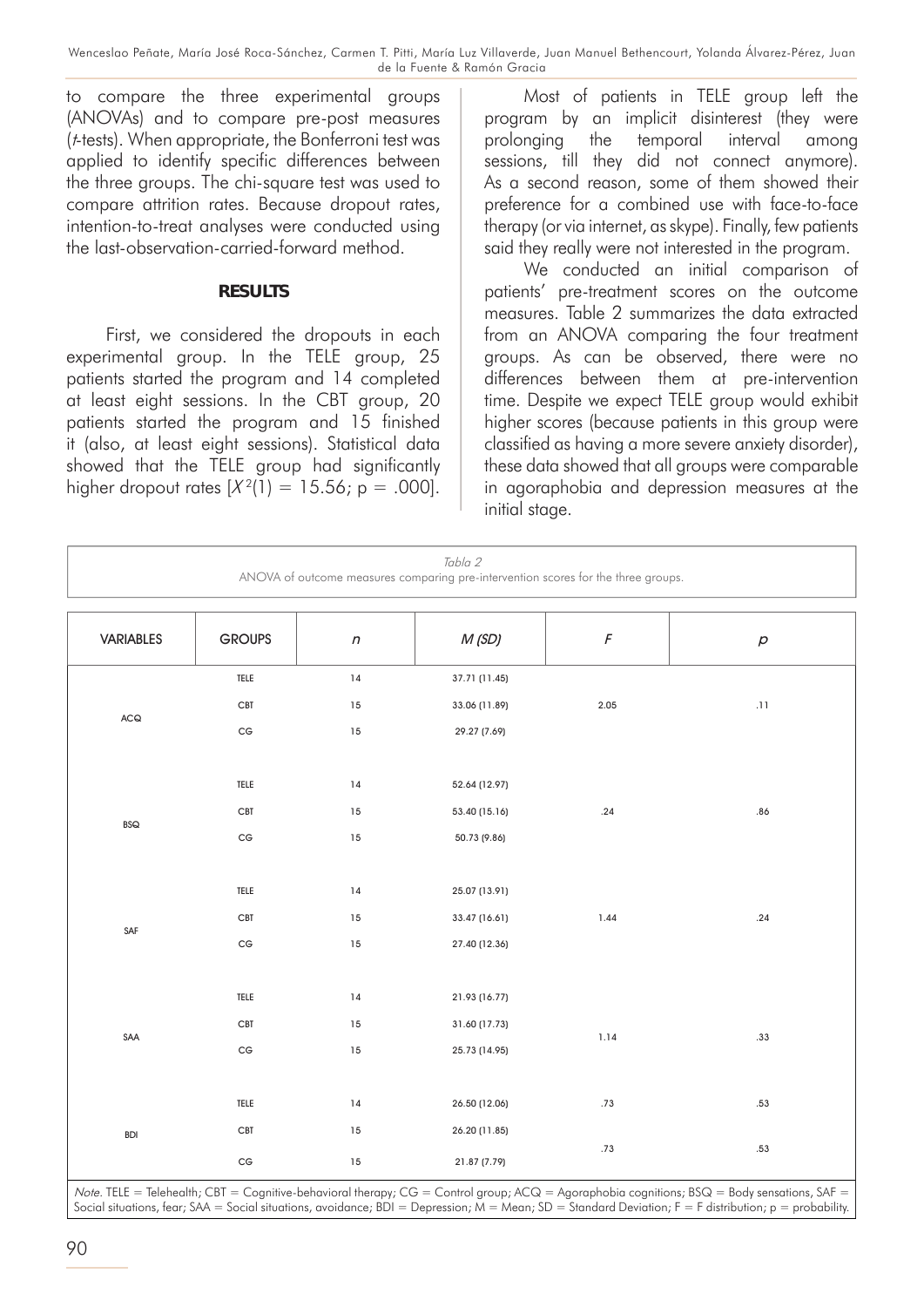to compare the three experimental groups (ANOVAs) and to compare pre-post measures (*t*-tests). When appropriate, the Bonferroni test was applied to identify specific differences between the three groups. The chi-square test was used to compare attrition rates. Because dropout rates, intention-to-treat analyses were conducted using the last-observation-carried-forward method.

**RESULTS**

First, we considered the dropouts in each experimental group. In the TELE group, 25 patients started the program and 14 completed at least eight sessions. In the CBT group, 20 patients started the program and 15 finished it (also, at least eight sessions). Statistical data showed that the TELE group had significantly higher dropout rates [$X^2(1) = 15.56$; $p = .000$].

Most of patients in TELE group left the program by an implicit disinterest (they were prolonging the temporal interval among sessions, till they did not connect anymore). As a second reason, some of them showed their preference for a combined use with face-to-face therapy (or via internet, as skype). Finally, few patients said they really were not interested in the program.

We conducted an initial comparison of patients' pre-treatment scores on the outcome measures. Table 2 summarizes the data extracted from an ANOVA comparing the four treatment groups. As can be observed, there were no differences between them at pre-intervention time. Despite we expect TELE group would exhibit higher scores (because patients in this group were classified as having a more severe anxiety disorder), these data showed that all groups were comparable in agoraphobia and depression measures at the initial stage.

*Tabla 2*
ANOVA of outcome measures comparing pre-intervention scores for the three groups.

| VARIABLES | GROUPS | *n* | *M (SD)* | *F* | *p* |
|---|---|---|---|---|---|
| ACQ | TELE | 14 | 37.71 (11.45) | 2.05 | .11 |
| | CBT | 15 | 33.06 (11.89) | | |
| | CG | 15 | 29.27 (7.69) | | |
| BSQ | TELE | 14 | 52.64 (12.97) | .24 | .86 |
| | CBT | 15 | 53.40 (15.16) | | |
| | CG | 15 | 50.73 (9.86) | | |
| SAF | TELE | 14 | 25.07 (13.91) | 1.44 | .24 |
| | CBT | 15 | 33.47 (16.61) | | |
| | CG | 15 | 27.40 (12.36) | | |
| SAA | TELE | 14 | 21.93 (16.77) | 1.14 | .33 |
| | CBT | 15 | 31.60 (17.73) | | |
| | CG | 15 | 25.73 (14.95) | | |
| BDI | TELE | 14 | 26.50 (12.06) | .73 | .53 |
| | CBT | 15 | 26.20 (11.85) | .73 | .53 |
| | CG | 15 | 21.87 (7.79) | | |

*Note*. TELE = Telehealth; CBT = Cognitive-behavioral therapy; CG = Control group; ACQ = Agoraphobia cognitions; BSQ = Body sensations, SAF = Social situations, fear; SAA = Social situations, avoidance; BDI = Depression; M = Mean; SD = Standard Deviation; F = F distribution; p = probability.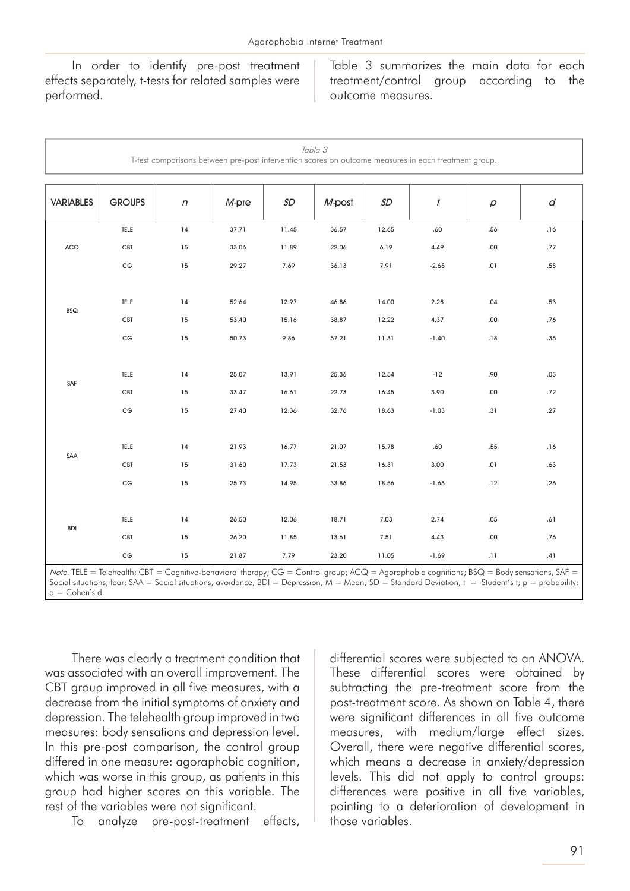In order to identify pre-post treatment effects separately, t-tests for related samples were performed.

Table 3 summarizes the main data for each treatment/control group according to the outcome measures.

*Tabla 3*
T-test comparisons between pre-post intervention scores on outcome measures in each treatment group.

| VARIABLES | GROUPS | *n* | *M*-pre | *SD* | *M*-post | *SD* | *t* | *p* | *d* |
|---|---|---|---|---|---|---|---|---|---|
| ACQ | TELE | 14 | 37.71 | 11.45 | 36.57 | 12.65 | .60 | .56 | .16 |
| | CBT | 15 | 33.06 | 11.89 | 22.06 | 6.19 | 4.49 | .00 | .77 |
| | CG | 15 | 29.27 | 7.69 | 36.13 | 7.91 | -2.65 | .01 | .58 |
| BSQ | TELE | 14 | 52.64 | 12.97 | 46.86 | 14.00 | 2.28 | .04 | .53 |
| | CBT | 15 | 53.40 | 15.16 | 38.87 | 12.22 | 4.37 | .00 | .76 |
| | CG | 15 | 50.73 | 9.86 | 57.21 | 11.31 | -1.40 | .18 | .35 |
| SAF | TELE | 14 | 25.07 | 13.91 | 25.36 | 12.54 | -12 | .90 | .03 |
| | CBT | 15 | 33.47 | 16.61 | 22.73 | 16.45 | 3.90 | .00 | .72 |
| | CG | 15 | 27.40 | 12.36 | 32.76 | 18.63 | -1.03 | .31 | .27 |
| SAA | TELE | 14 | 21.93 | 16.77 | 21.07 | 15.78 | .60 | .55 | .16 |
| | CBT | 15 | 31.60 | 17.73 | 21.53 | 16.81 | 3.00 | .01 | .63 |
| | CG | 15 | 25.73 | 14.95 | 33.86 | 18.56 | -1.66 | .12 | .26 |
| BDI | TELE | 14 | 26.50 | 12.06 | 18.71 | 7.03 | 2.74 | .05 | .61 |
| | CBT | 15 | 26.20 | 11.85 | 13.61 | 7.51 | 4.43 | .00 | .76 |
| | CG | 15 | 21.87 | 7.79 | 23.20 | 11.05 | -1.69 | .11 | .41 |

*Note*. TELE = Telehealth; CBT = Cognitive-behavioral therapy; CG = Control group; ACQ = Agoraphobia cognitions; BSQ = Body sensations, SAF = Social situations, fear; SAA = Social situations, avoidance; BDI = Depression; M = Mean; SD = Standard Deviation; t = Student's t; p = probability; d = Cohen's d.

There was clearly a treatment condition that was associated with an overall improvement. The CBT group improved in all five measures, with a decrease from the initial symptoms of anxiety and depression. The telehealth group improved in two measures: body sensations and depression level. In this pre-post comparison, the control group differed in one measure: agoraphobic cognition, which was worse in this group, as patients in this group had higher scores on this variable. The rest of the variables were not significant.

To analyze pre-post-treatment effects, differential scores were subjected to an ANOVA. These differential scores were obtained by subtracting the pre-treatment score from the post-treatment score. As shown on Table 4, there were significant differences in all five outcome measures, with medium/large effect sizes. Overall, there were negative differential scores, which means a decrease in anxiety/depression levels. This did not apply to control groups: differences were positive in all five variables, pointing to a deterioration of development in those variables.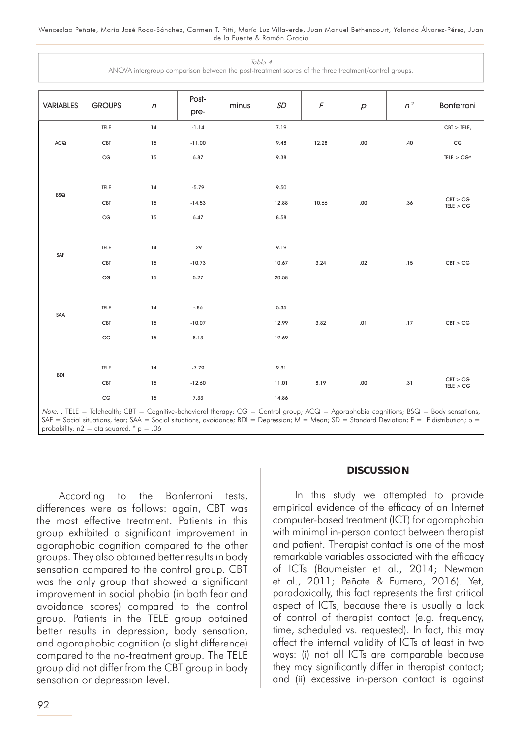*Tabla 4*

ANOVA intergroup comparison between the post-treatment scores of the three treatment/control groups.

| VARIABLES | GROUPS | *n* | Post-pre- | minus | *SD* | *F* | *p* | $n^2$ | Bonferroni |
|---|---|---|---|---|---|---|---|---|---|
| ACQ | TELE | 14 | -1.14 | | 7.19 | | | | CBT > TELE, |
| | CBT | 15 | -11.00 | | 9.48 | 12.28 | .00 | .40 | CG |
| | CG | 15 | 6.87 | | 9.38 | | | | TELE > CG* |
| BSQ | TELE | 14 | -5.79 | | 9.50 | | | | |
| | CBT | 15 | -14.53 | | 12.88 | 10.66 | .00 | .36 | CBT > CG TELE > CG |
| | CG | 15 | 6.47 | | 8.58 | | | | |
| SAF | TELE | 14 | .29 | | 9.19 | | | | |
| | CBT | 15 | -10.73 | | 10.67 | 3.24 | .02 | .15 | CBT > CG |
| | CG | 15 | 5.27 | | 20.58 | | | | |
| SAA | TELE | 14 | -.86 | | 5.35 | | | | |
| | CBT | 15 | -10.07 | | 12.99 | 3.82 | .01 | .17 | CBT > CG |
| | CG | 15 | 8.13 | | 19.69 | | | | |
| BDI | TELE | 14 | -7.79 | | 9.31 | | | | |
| | CBT | 15 | -12.60 | | 11.01 | 8.19 | .00 | .31 | CBT > CG TELE > CG |
| | CG | 15 | 7.33 | | 14.86 | | | | |

*Note*. . TELE = Telehealth; CBT = Cognitive-behavioral therapy; CG = Control group; ACQ = Agoraphobia cognitions; BSQ = Body sensations, SAF = Social situations, fear; SAA = Social situations, avoidance; BDI = Depression; M = Mean; SD = Standard Deviation; F = F distribution; p = probability; n2 = eta squared. * p = .06

According to the Bonferroni tests, differences were as follows: again, CBT was the most effective treatment. Patients in this group exhibited a significant improvement in agoraphobic cognition compared to the other groups. They also obtained better results in body sensation compared to the control group. CBT was the only group that showed a significant improvement in social phobia (in both fear and avoidance scores) compared to the control group. Patients in the TELE group obtained better results in depression, body sensation, and agoraphobic cognition (a slight difference) compared to the no-treatment group. The TELE group did not differ from the CBT group in body sensation or depression level.

## DISCUSSION

In this study we attempted to provide empirical evidence of the efficacy of an Internet computer-based treatment (ICT) for agoraphobia with minimal in-person contact between therapist and patient. Therapist contact is one of the most remarkable variables associated with the efficacy of ICTs (Baumeister et al., 2014; Newman et al., 2011; Peñate & Fumero, 2016). Yet, paradoxically, this fact represents the first critical aspect of ICTs, because there is usually a lack of control of therapist contact (e.g. frequency, time, scheduled vs. requested). In fact, this may affect the internal validity of ICTs at least in two ways: (i) not all ICTs are comparable because they may significantly differ in therapist contact; and (ii) excessive in-person contact is against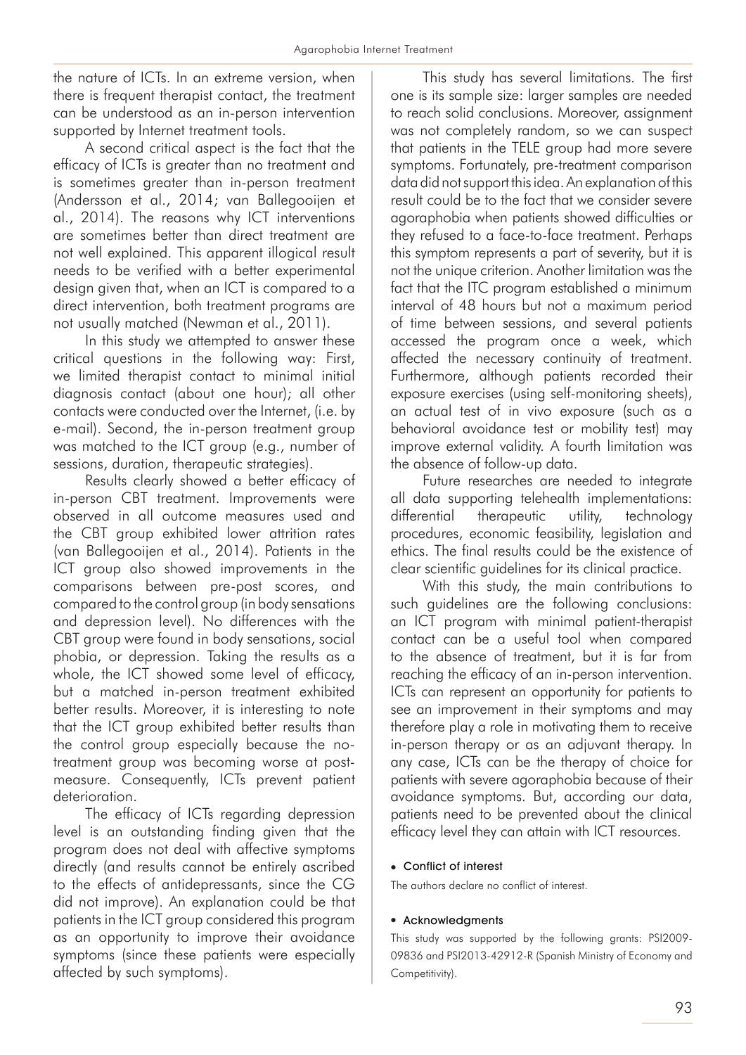the nature of ICTs. In an extreme version, when there is frequent therapist contact, the treatment can be understood as an in-person intervention supported by Internet treatment tools.

A second critical aspect is the fact that the efficacy of ICTs is greater than no treatment and is sometimes greater than in-person treatment (Andersson et al., 2014; van Ballegooijen et al., 2014). The reasons why ICT interventions are sometimes better than direct treatment are not well explained. This apparent illogical result needs to be verified with a better experimental design given that, when an ICT is compared to a direct intervention, both treatment programs are not usually matched (Newman et al., 2011).

In this study we attempted to answer these critical questions in the following way: First, we limited therapist contact to minimal initial diagnosis contact (about one hour); all other contacts were conducted over the Internet, (i.e. by e-mail). Second, the in-person treatment group was matched to the ICT group (e.g., number of sessions, duration, therapeutic strategies).

Results clearly showed a better efficacy of in-person CBT treatment. Improvements were observed in all outcome measures used and the CBT group exhibited lower attrition rates (van Ballegooijen et al., 2014). Patients in the ICT group also showed improvements in the comparisons between pre-post scores, and compared to the control group (in body sensations and depression level). No differences with the CBT group were found in body sensations, social phobia, or depression. Taking the results as a whole, the ICT showed some level of efficacy, but a matched in-person treatment exhibited better results. Moreover, it is interesting to note that the ICT group exhibited better results than the control group especially because the no-treatment group was becoming worse at post-measure. Consequently, ICTs prevent patient deterioration.

The efficacy of ICTs regarding depression level is an outstanding finding given that the program does not deal with affective symptoms directly (and results cannot be entirely ascribed to the effects of antidepressants, since the CG did not improve). An explanation could be that patients in the ICT group considered this program as an opportunity to improve their avoidance symptoms (since these patients were especially affected by such symptoms).

This study has several limitations. The first one is its sample size: larger samples are needed to reach solid conclusions. Moreover, assignment was not completely random, so we can suspect that patients in the TELE group had more severe symptoms. Fortunately, pre-treatment comparison data did not support this idea. An explanation of this result could be to the fact that we consider severe agoraphobia when patients showed difficulties or they refused to a face-to-face treatment. Perhaps this symptom represents a part of severity, but it is not the unique criterion. Another limitation was the fact that the ITC program established a minimum interval of 48 hours but not a maximum period of time between sessions, and several patients accessed the program once a week, which affected the necessary continuity of treatment. Furthermore, although patients recorded their exposure exercises (using self-monitoring sheets), an actual test of in vivo exposure (such as a behavioral avoidance test or mobility test) may improve external validity. A fourth limitation was the absence of follow-up data.

Future researches are needed to integrate all data supporting telehealth implementations: differential therapeutic utility, technology procedures, economic feasibility, legislation and ethics. The final results could be the existence of clear scientific guidelines for its clinical practice.

With this study, the main contributions to such guidelines are the following conclusions: an ICT program with minimal patient-therapist contact can be a useful tool when compared to the absence of treatment, but it is far from reaching the efficacy of an in-person intervention. ICTs can represent an opportunity for patients to see an improvement in their symptoms and may therefore play a role in motivating them to receive in-person therapy or as an adjuvant therapy. In any case, ICTs can be the therapy of choice for patients with severe agoraphobia because of their avoidance symptoms. But, according our data, patients need to be prevented about the clinical efficacy level they can attain with ICT resources.

- **Conflict of interest**

The authors declare no conflict of interest.

- **Acknowledgments**

This study was supported by the following grants: PSI2009-09836 and PSI2013-42912-R (Spanish Ministry of Economy and Competitivity).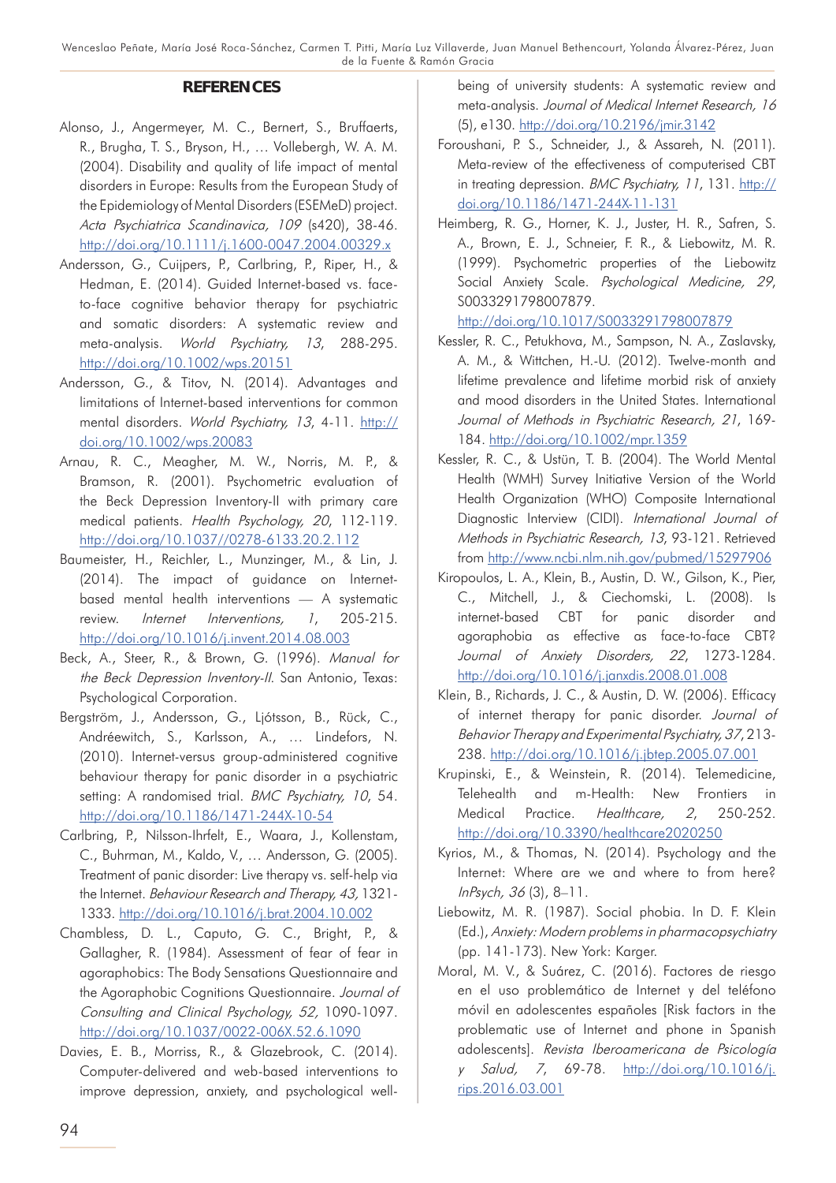## REFERENCES

Alonso, J., Angermeyer, M. C., Bernert, S., Bruffaerts, R., Brugha, T. S., Bryson, H., … Vollebergh, W. A. M. (2004). Disability and quality of life impact of mental disorders in Europe: Results from the European Study of the Epidemiology of Mental Disorders (ESEMeD) project. *Acta Psychiatrica Scandinavica, 109* (s420), 38-46. http://doi.org/10.1111/j.1600-0047.2004.00329.x

Andersson, G., Cuijpers, P., Carlbring, P., Riper, H., & Hedman, E. (2014). Guided Internet-based vs. face-to-face cognitive behavior therapy for psychiatric and somatic disorders: A systematic review and meta-analysis. *World Psychiatry, 13*, 288-295. http://doi.org/10.1002/wps.20151

Andersson, G., & Titov, N. (2014). Advantages and limitations of Internet-based interventions for common mental disorders. *World Psychiatry, 13*, 4-11. http://doi.org/10.1002/wps.20083

Arnau, R. C., Meagher, M. W., Norris, M. P., & Bramson, R. (2001). Psychometric evaluation of the Beck Depression Inventory-II with primary care medical patients. *Health Psychology, 20*, 112-119. http://doi.org/10.1037//0278-6133.20.2.112

Baumeister, H., Reichler, L., Munzinger, M., & Lin, J. (2014). The impact of guidance on Internet-based mental health interventions — A systematic review. *Internet Interventions, 1*, 205-215. http://doi.org/10.1016/j.invent.2014.08.003

Beck, A., Steer, R., & Brown, G. (1996). *Manual for the Beck Depression Inventory-II.* San Antonio, Texas: Psychological Corporation.

Bergström, J., Andersson, G., Ljótsson, B., Rück, C., Andréewitch, S., Karlsson, A., … Lindefors, N. (2010). Internet-versus group-administered cognitive behaviour therapy for panic disorder in a psychiatric setting: A randomised trial. *BMC Psychiatry, 10*, 54. http://doi.org/10.1186/1471-244X-10-54

Carlbring, P., Nilsson-Ihrfelt, E., Waara, J., Kollenstam, C., Buhrman, M., Kaldo, V., … Andersson, G. (2005). Treatment of panic disorder: Live therapy vs. self-help via the Internet. *Behaviour Research and Therapy, 43,* 1321-1333. http://doi.org/10.1016/j.brat.2004.10.002

Chambless, D. L., Caputo, G. C., Bright, P., & Gallagher, R. (1984). Assessment of fear of fear in agoraphobics: The Body Sensations Questionnaire and the Agoraphobic Cognitions Questionnaire. *Journal of Consulting and Clinical Psychology, 52,* 1090-1097. http://doi.org/10.1037/0022-006X.52.6.1090

Davies, E. B., Morriss, R., & Glazebrook, C. (2014). Computer-delivered and web-based interventions to improve depression, anxiety, and psychological well-being of university students: A systematic review and meta-analysis. *Journal of Medical Internet Research, 16* (5), e130. http://doi.org/10.2196/jmir.3142

Foroushani, P. S., Schneider, J., & Assareh, N. (2011). Meta-review of the effectiveness of computerised CBT in treating depression. *BMC Psychiatry, 11*, 131. http://doi.org/10.1186/1471-244X-11-131

Heimberg, R. G., Horner, K. J., Juster, H. R., Safren, S. A., Brown, E. J., Schneier, F. R., & Liebowitz, M. R. (1999). Psychometric properties of the Liebowitz Social Anxiety Scale. *Psychological Medicine, 29*, S0033291798007879. http://doi.org/10.1017/S0033291798007879

Kessler, R. C., Petukhova, M., Sampson, N. A., Zaslavsky, A. M., & Wittchen, H.-U. (2012). Twelve-month and lifetime prevalence and lifetime morbid risk of anxiety and mood disorders in the United States. International *Journal of Methods in Psychiatric Research, 21*, 169-184. http://doi.org/10.1002/mpr.1359

Kessler, R. C., & Ustün, T. B. (2004). The World Mental Health (WMH) Survey Initiative Version of the World Health Organization (WHO) Composite International Diagnostic Interview (CIDI). *International Journal of Methods in Psychiatric Research, 13*, 93-121. Retrieved from http://www.ncbi.nlm.nih.gov/pubmed/15297906

Kiropoulos, L. A., Klein, B., Austin, D. W., Gilson, K., Pier, C., Mitchell, J., & Ciechomski, L. (2008). Is internet-based CBT for panic disorder and agoraphobia as effective as face-to-face CBT? *Journal of Anxiety Disorders, 22*, 1273-1284. http://doi.org/10.1016/j.janxdis.2008.01.008

Klein, B., Richards, J. C., & Austin, D. W. (2006). Efficacy of internet therapy for panic disorder. *Journal of Behavior Therapy and Experimental Psychiatry, 37*, 213-238. http://doi.org/10.1016/j.jbtep.2005.07.001

Krupinski, E., & Weinstein, R. (2014). Telemedicine, Telehealth and m-Health: New Frontiers in Medical Practice. *Healthcare, 2*, 250-252. http://doi.org/10.3390/healthcare2020250

Kyrios, M., & Thomas, N. (2014). Psychology and the Internet: Where are we and where to from here? *InPsych, 36* (3), 8–11.

Liebowitz, M. R. (1987). Social phobia. In D. F. Klein (Ed.), *Anxiety: Modern problems in pharmacopsychiatry* (pp. 141-173). New York: Karger.

Moral, M. V., & Suárez, C. (2016). Factores de riesgo en el uso problemático de Internet y del teléfono móvil en adolescentes españoles [Risk factors in the problematic use of Internet and phone in Spanish adolescents]. *Revista Iberoamericana de Psicología y Salud, 7*, 69-78. http://doi.org/10.1016/j.rips.2016.03.001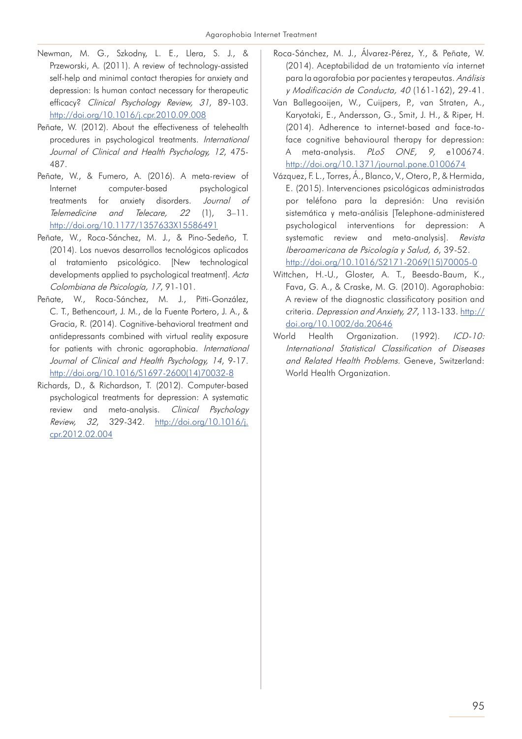Newman, M. G., Szkodny, L. E., Llera, S. J., & Przeworski, A. (2011). A review of technology-assisted self-help and minimal contact therapies for anxiety and depression: Is human contact necessary for therapeutic efficacy? *Clinical Psychology Review, 31*, 89-103. http://doi.org/10.1016/j.cpr.2010.09.008

Peñate, W. (2012). About the effectiveness of telehealth procedures in psychological treatments. *International Journal of Clinical and Health Psychology, 12*, 475-487.

Peñate, W., & Fumero, A. (2016). A meta-review of Internet computer-based psychological treatments for anxiety disorders. *Journal of Telemedicine and Telecare, 22* (1), 3–11. http://doi.org/10.1177/1357633X15586491

Peñate, W., Roca-Sánchez, M. J., & Pino-Sedeño, T. (2014). Los nuevos desarrollos tecnológicos aplicados al tratamiento psicológico. [New technological developments applied to psychological treatment]. *Acta Colombiana de Psicología, 17*, 91-101.

Peñate, W., Roca-Sánchez, M. J., Pitti-González, C. T., Bethencourt, J. M., de la Fuente Portero, J. A., & Gracia, R. (2014). Cognitive-behavioral treatment and antidepressants combined with virtual reality exposure for patients with chronic agoraphobia. *International Journal of Clinical and Health Psychology, 14*, 9-17. http://doi.org/10.1016/S1697-2600(14)70032-8

Richards, D., & Richardson, T. (2012). Computer-based psychological treatments for depression: A systematic review and meta-analysis. *Clinical Psychology Review, 32*, 329-342. http://doi.org/10.1016/j.cpr.2012.02.004

Roca-Sánchez, M. J., Álvarez-Pérez, Y., & Peñate, W. (2014). Aceptabilidad de un tratamiento vía internet para la agorafobia por pacientes y terapeutas. *Análisis y Modificación de Conducta, 40* (161-162), 29-41.

Van Ballegooijen, W., Cuijpers, P., van Straten, A., Karyotaki, E., Andersson, G., Smit, J. H., & Riper, H. (2014). Adherence to internet-based and face-to-face cognitive behavioural therapy for depression: A meta-analysis. *PLoS ONE, 9,* e100674. http://doi.org/10.1371/journal.pone.0100674

Vázquez, F. L., Torres, Á., Blanco, V., Otero, P., & Hermida, E. (2015). Intervenciones psicológicas administradas por teléfono para la depresión: Una revisión sistemática y meta-análisis [Telephone-administered psychological interventions for depression: A systematic review and meta-analysis]. *Revista Iberoamericana de Psicología y Salud, 6*, 39-52. http://doi.org/10.1016/S2171-2069(15)70005-0

Wittchen, H.-U., Gloster, A. T., Beesdo-Baum, K., Fava, G. A., & Craske, M. G. (2010). Agoraphobia: A review of the diagnostic classificatory position and criteria. *Depression and Anxiety, 27*, 113-133. http://doi.org/10.1002/da.20646

World Health Organization. (1992). *ICD-10: International Statistical Classification of Diseases and Related Health Problems.* Geneve, Switzerland: World Health Organization.